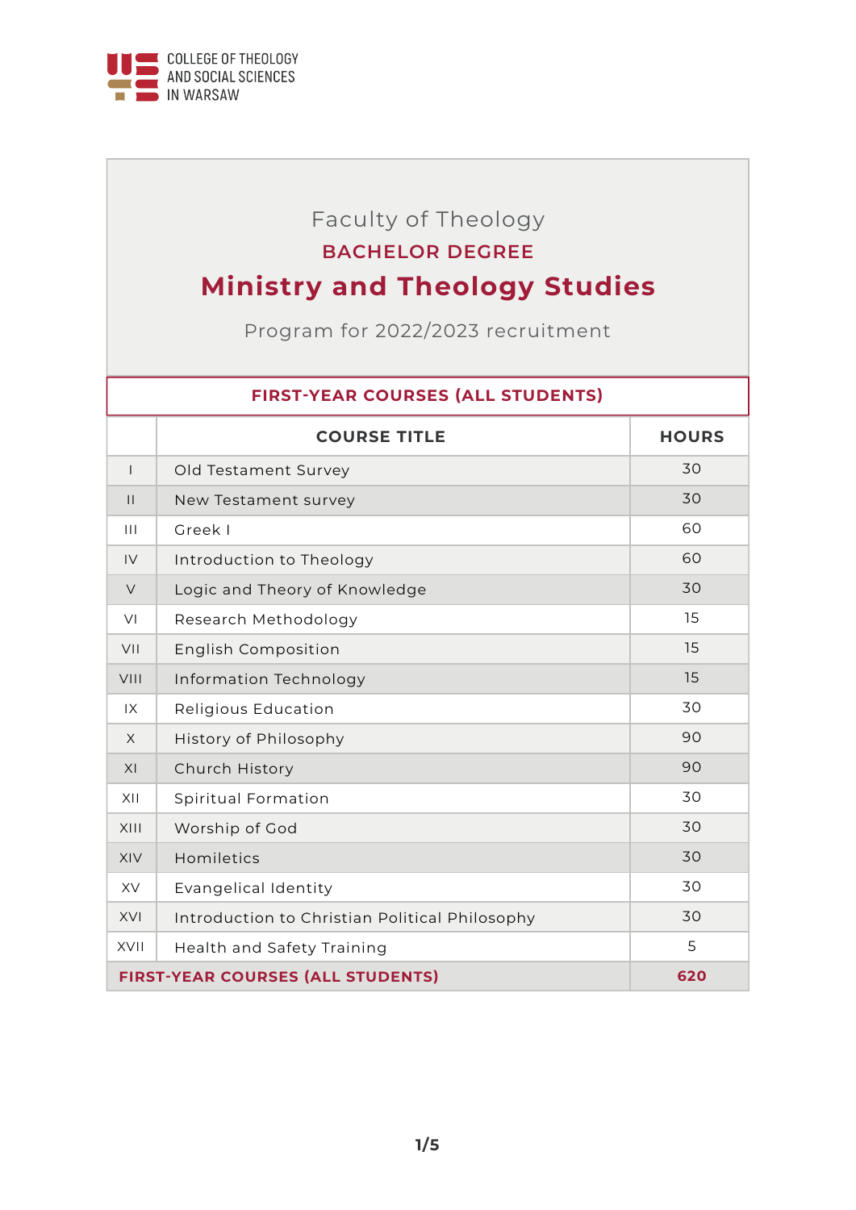COLLEGE OF THEOLOGY AND SOCIAL SCIENCES IN WARSAW

# Faculty of Theology

## BACHELOR DEGREE

# Ministry and Theology Studies

Program for 2022/2023 recruitment

| FIRST-YEAR COURSES (ALL STUDENTS) | | |
|---|---|---|
| | COURSE TITLE | HOURS |
| I | Old Testament Survey | 30 |
| II | New Testament survey | 30 |
| III | Greek I | 60 |
| IV | Introduction to Theology | 60 |
| V | Logic and Theory of Knowledge | 30 |
| VI | Research Methodology | 15 |
| VII | English Composition | 15 |
| VIII | Information Technology | 15 |
| IX | Religious Education | 30 |
| X | History of Philosophy | 90 |
| XI | Church History | 90 |
| XII | Spiritual Formation | 30 |
| XIII | Worship of God | 30 |
| XIV | Homiletics | 30 |
| XV | Evangelical Identity | 30 |
| XVI | Introduction to Christian Political Philosophy | 30 |
| XVII | Health and Safety Training | 5 |
| **FIRST-YEAR COURSES (ALL STUDENTS)** | | **620** |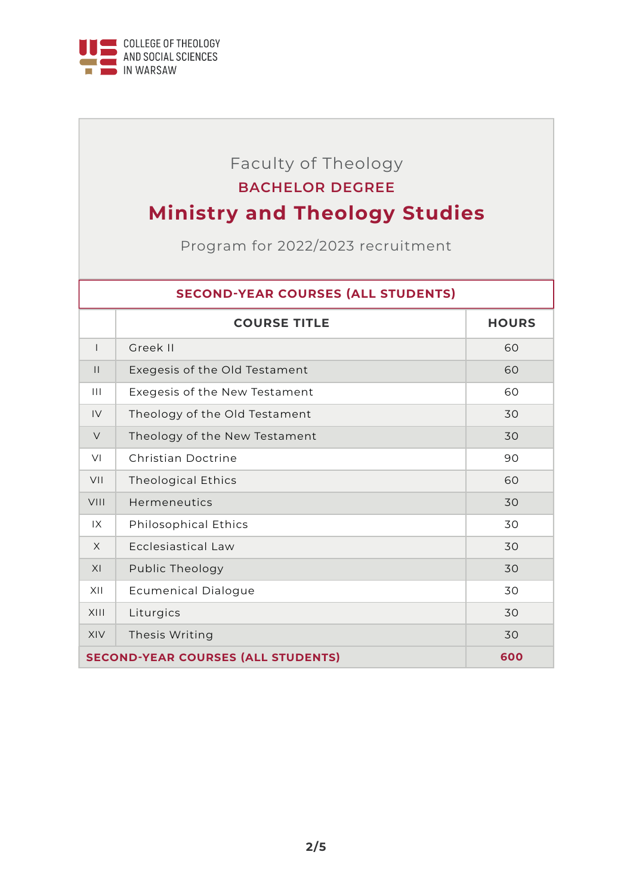COLLEGE OF THEOLOGY AND SOCIAL SCIENCES IN WARSAW

# Faculty of Theology

## BACHELOR DEGREE

# Ministry and Theology Studies

Program for 2022/2023 recruitment

| SECOND-YEAR COURSES (ALL STUDENTS) | | |
|---|---|---|
| | **COURSE TITLE** | **HOURS** |
| I | Greek II | 60 |
| II | Exegesis of the Old Testament | 60 |
| III | Exegesis of the New Testament | 60 |
| IV | Theology of the Old Testament | 30 |
| V | Theology of the New Testament | 30 |
| VI | Christian Doctrine | 90 |
| VII | Theological Ethics | 60 |
| VIII | Hermeneutics | 30 |
| IX | Philosophical Ethics | 30 |
| X | Ecclesiastical Law | 30 |
| XI | Public Theology | 30 |
| XII | Ecumenical Dialogue | 30 |
| XIII | Liturgics | 30 |
| XIV | Thesis Writing | 30 |
| **SECOND-YEAR COURSES (ALL STUDENTS)** | | **600** |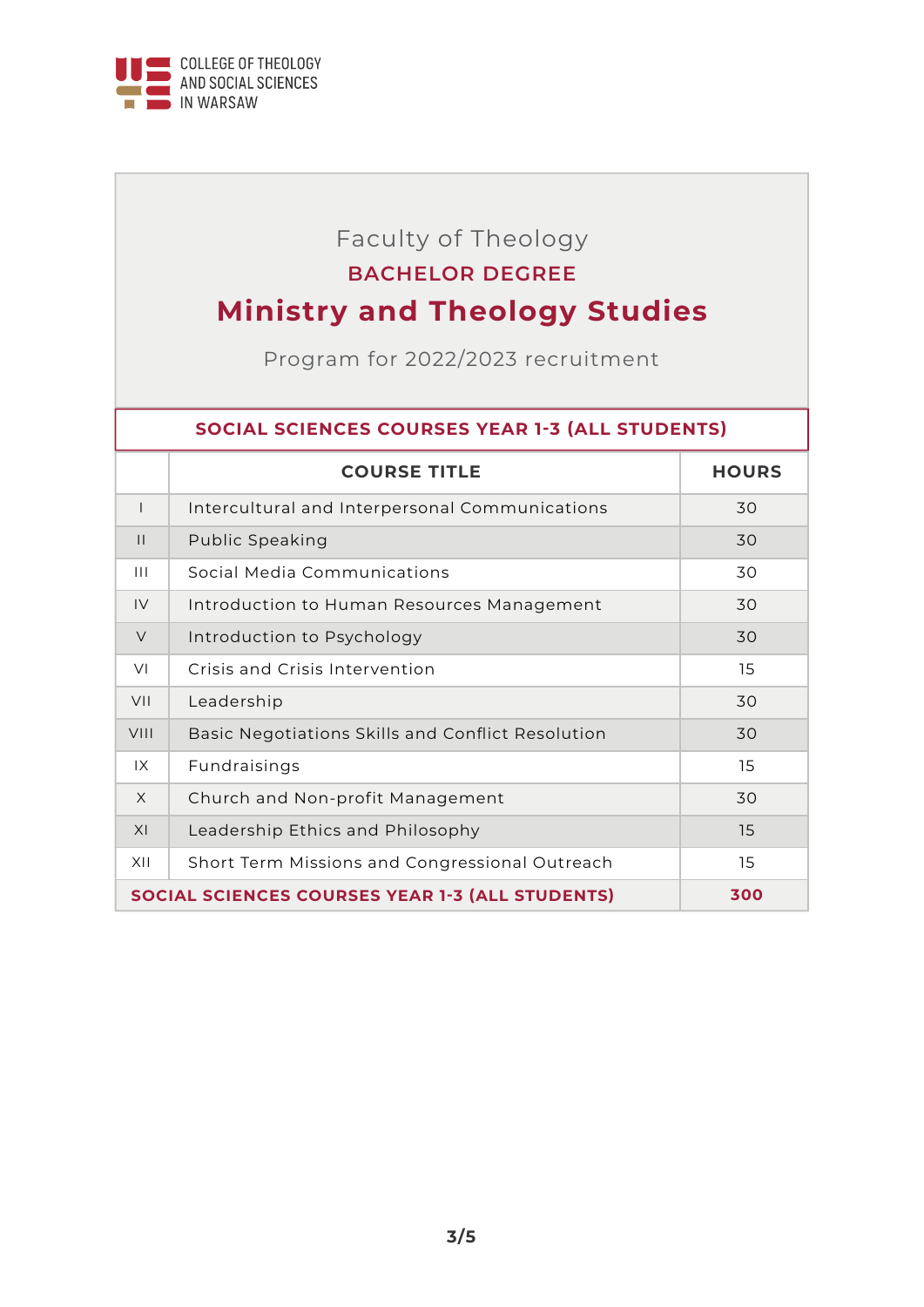COLLEGE OF THEOLOGY AND SOCIAL SCIENCES IN WARSAW

Faculty of Theology

**BACHELOR DEGREE**

# Ministry and Theology Studies

Program for 2022/2023 recruitment

**SOCIAL SCIENCES COURSES YEAR 1-3 (ALL STUDENTS)**

| | COURSE TITLE | HOURS |
|---|---|---|
| I | Intercultural and Interpersonal Communications | 30 |
| II | Public Speaking | 30 |
| III | Social Media Communications | 30 |
| IV | Introduction to Human Resources Management | 30 |
| V | Introduction to Psychology | 30 |
| VI | Crisis and Crisis Intervention | 15 |
| VII | Leadership | 30 |
| VIII | Basic Negotiations Skills and Conflict Resolution | 30 |
| IX | Fundraisings | 15 |
| X | Church and Non-profit Management | 30 |
| XI | Leadership Ethics and Philosophy | 15 |
| XII | Short Term Missions and Congressional Outreach | 15 |
| **SOCIAL SCIENCES COURSES YEAR 1-3 (ALL STUDENTS)** | | **300** |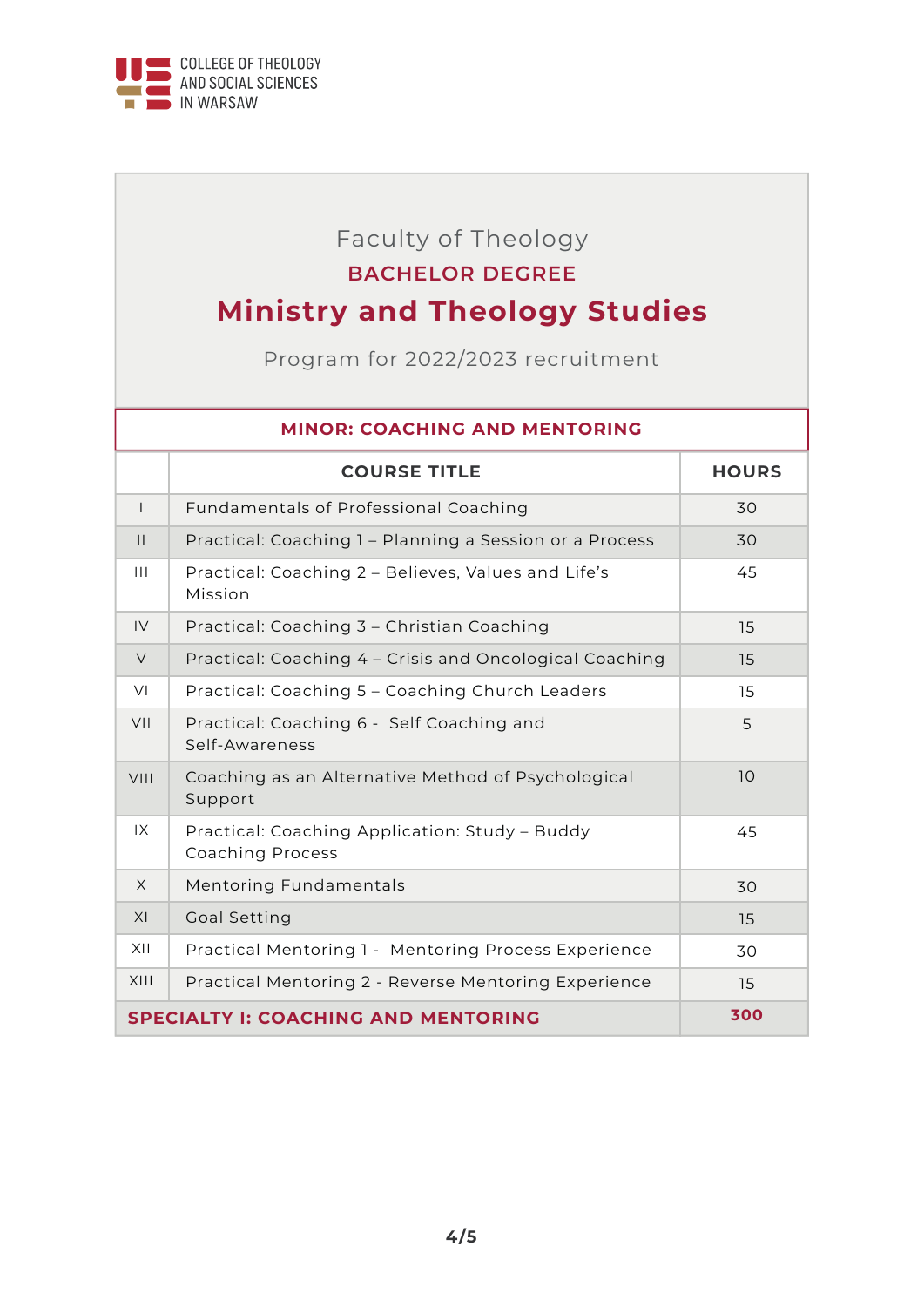COLLEGE OF THEOLOGY AND SOCIAL SCIENCES IN WARSAW

# Faculty of Theology

## BACHELOR DEGREE

# Ministry and Theology Studies

Program for 2022/2023 recruitment

**MINOR: COACHING AND MENTORING**

| | COURSE TITLE | HOURS |
|---|---|---|
| I | Fundamentals of Professional Coaching | 30 |
| II | Practical: Coaching 1 – Planning a Session or a Process | 30 |
| III | Practical: Coaching 2 – Believes, Values and Life's Mission | 45 |
| IV | Practical: Coaching 3 – Christian Coaching | 15 |
| V | Practical: Coaching 4 – Crisis and Oncological Coaching | 15 |
| VI | Practical: Coaching 5 – Coaching Church Leaders | 15 |
| VII | Practical: Coaching 6 - Self Coaching and Self-Awareness | 5 |
| VIII | Coaching as an Alternative Method of Psychological Support | 10 |
| IX | Practical: Coaching Application: Study – Buddy Coaching Process | 45 |
| X | Mentoring Fundamentals | 30 |
| XI | Goal Setting | 15 |
| XII | Practical Mentoring 1 - Mentoring Process Experience | 30 |
| XIII | Practical Mentoring 2 - Reverse Mentoring Experience | 15 |
| **SPECIALTY I: COACHING AND MENTORING** | | **300** |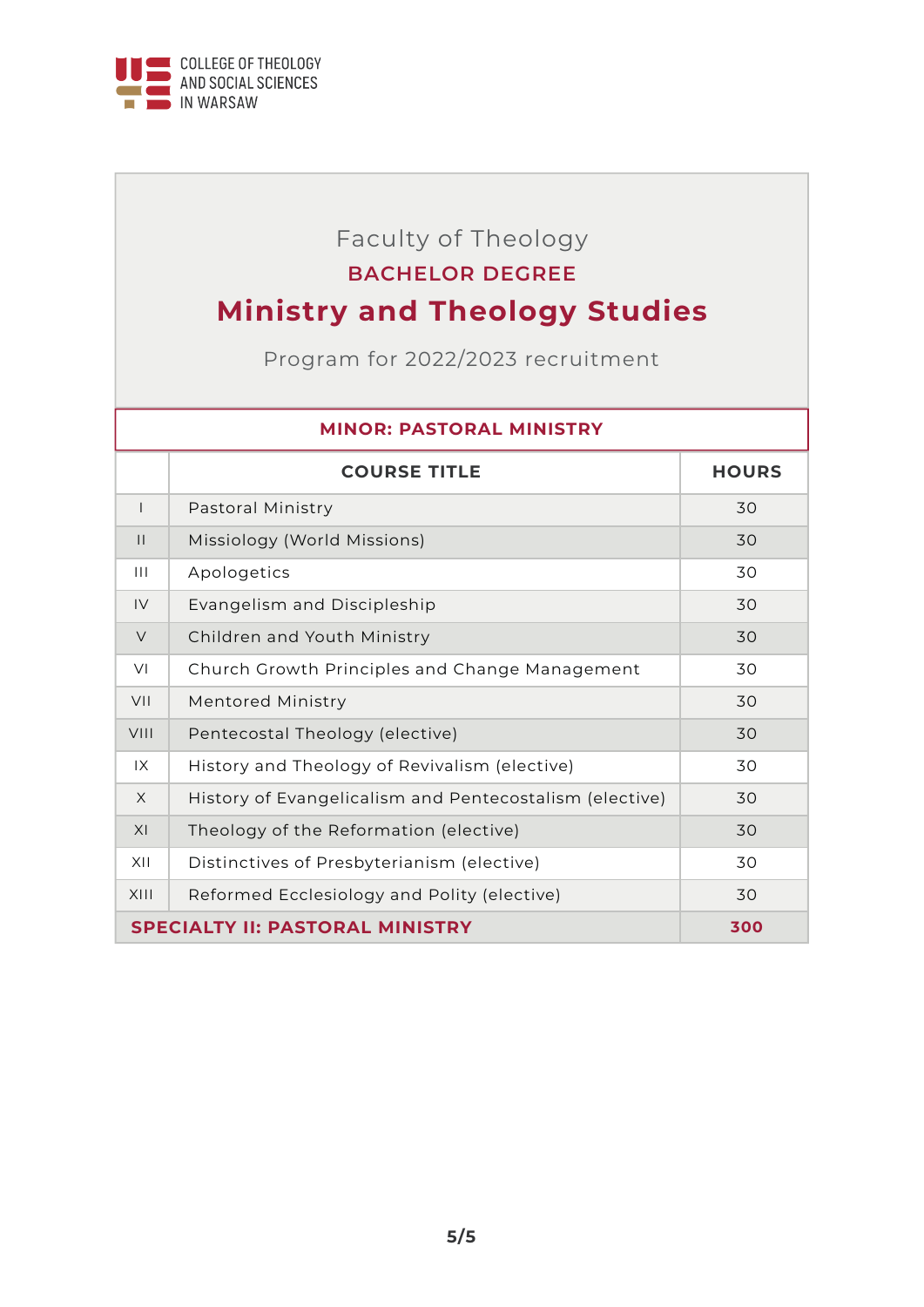COLLEGE OF THEOLOGY AND SOCIAL SCIENCES IN WARSAW

Faculty of Theology

**BACHELOR DEGREE**

# Ministry and Theology Studies

Program for 2022/2023 recruitment

## MINOR: PASTORAL MINISTRY

| | COURSE TITLE | HOURS |
|---|---|---|
| I | Pastoral Ministry | 30 |
| II | Missiology (World Missions) | 30 |
| III | Apologetics | 30 |
| IV | Evangelism and Discipleship | 30 |
| V | Children and Youth Ministry | 30 |
| VI | Church Growth Principles and Change Management | 30 |
| VII | Mentored Ministry | 30 |
| VIII | Pentecostal Theology (elective) | 30 |
| IX | History and Theology of Revivalism (elective) | 30 |
| X | History of Evangelicalism and Pentecostalism (elective) | 30 |
| XI | Theology of the Reformation (elective) | 30 |
| XII | Distinctives of Presbyterianism (elective) | 30 |
| XIII | Reformed Ecclesiology and Polity (elective) | 30 |
| **SPECIALTY II: PASTORAL MINISTRY** | | **300** |